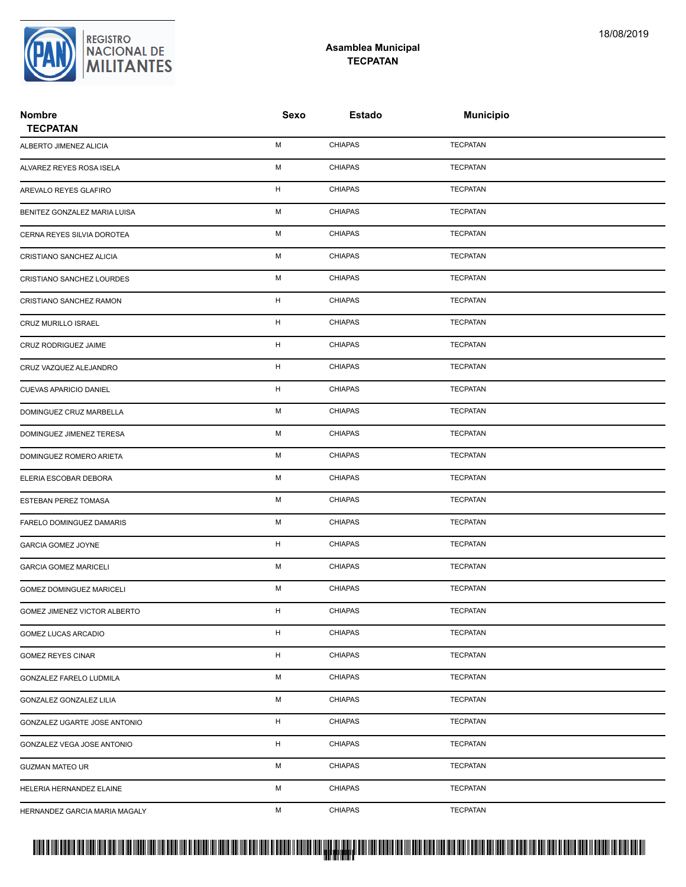REGISTRO NACIONAL DE MILITANTES

18/08/2019

## Asamblea Municipal
## TECPATAN

| Nombre TECPATAN | Sexo | Estado | Municipio |
|---|---|---|---|
| ALBERTO JIMENEZ ALICIA | M | CHIAPAS | TECPATAN |
| ALVAREZ REYES ROSA ISELA | M | CHIAPAS | TECPATAN |
| AREVALO REYES GLAFIRO | H | CHIAPAS | TECPATAN |
| BENITEZ GONZALEZ MARIA LUISA | M | CHIAPAS | TECPATAN |
| CERNA REYES SILVIA DOROTEA | M | CHIAPAS | TECPATAN |
| CRISTIANO SANCHEZ ALICIA | M | CHIAPAS | TECPATAN |
| CRISTIANO SANCHEZ LOURDES | M | CHIAPAS | TECPATAN |
| CRISTIANO SANCHEZ RAMON | H | CHIAPAS | TECPATAN |
| CRUZ MURILLO ISRAEL | H | CHIAPAS | TECPATAN |
| CRUZ RODRIGUEZ JAIME | H | CHIAPAS | TECPATAN |
| CRUZ VAZQUEZ ALEJANDRO | H | CHIAPAS | TECPATAN |
| CUEVAS APARICIO DANIEL | H | CHIAPAS | TECPATAN |
| DOMINGUEZ CRUZ MARBELLA | M | CHIAPAS | TECPATAN |
| DOMINGUEZ JIMENEZ TERESA | M | CHIAPAS | TECPATAN |
| DOMINGUEZ ROMERO ARIETA | M | CHIAPAS | TECPATAN |
| ELERIA ESCOBAR DEBORA | M | CHIAPAS | TECPATAN |
| ESTEBAN PEREZ TOMASA | M | CHIAPAS | TECPATAN |
| FARELO DOMINGUEZ DAMARIS | M | CHIAPAS | TECPATAN |
| GARCIA GOMEZ JOYNE | H | CHIAPAS | TECPATAN |
| GARCIA GOMEZ MARICELI | M | CHIAPAS | TECPATAN |
| GOMEZ DOMINGUEZ MARICELI | M | CHIAPAS | TECPATAN |
| GOMEZ JIMENEZ VICTOR ALBERTO | H | CHIAPAS | TECPATAN |
| GOMEZ LUCAS ARCADIO | H | CHIAPAS | TECPATAN |
| GOMEZ REYES CINAR | H | CHIAPAS | TECPATAN |
| GONZALEZ FARELO LUDMILA | M | CHIAPAS | TECPATAN |
| GONZALEZ GONZALEZ LILIA | M | CHIAPAS | TECPATAN |
| GONZALEZ UGARTE JOSE ANTONIO | H | CHIAPAS | TECPATAN |
| GONZALEZ VEGA JOSE ANTONIO | H | CHIAPAS | TECPATAN |
| GUZMAN MATEO UR | M | CHIAPAS | TECPATAN |
| HELERIA HERNANDEZ ELAINE | M | CHIAPAS | TECPATAN |
| HERNANDEZ GARCIA MARIA MAGALY | M | CHIAPAS | TECPATAN |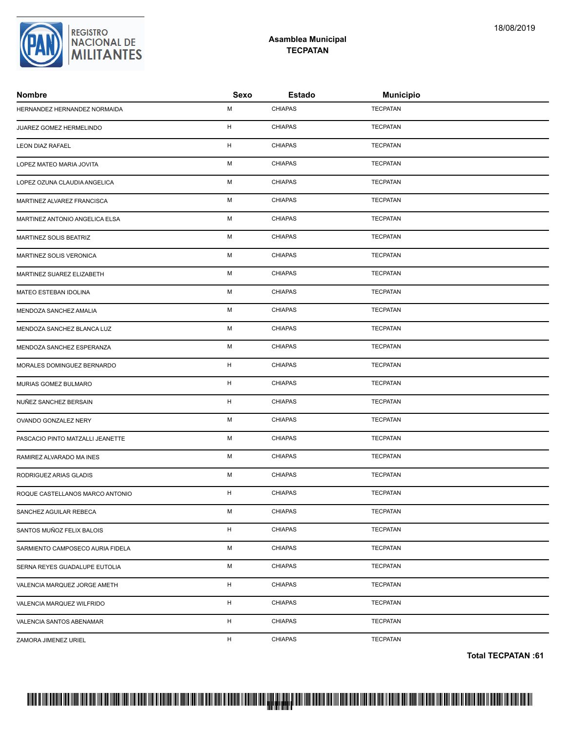## Asamblea Municipal
## TECPATAN

| Nombre | Sexo | Estado | Municipio |
|---|---|---|---|
| HERNANDEZ HERNANDEZ NORMAIDA | M | CHIAPAS | TECPATAN |
| JUAREZ GOMEZ HERMELINDO | H | CHIAPAS | TECPATAN |
| LEON DIAZ RAFAEL | H | CHIAPAS | TECPATAN |
| LOPEZ MATEO MARIA JOVITA | M | CHIAPAS | TECPATAN |
| LOPEZ OZUNA CLAUDIA ANGELICA | M | CHIAPAS | TECPATAN |
| MARTINEZ ALVAREZ FRANCISCA | M | CHIAPAS | TECPATAN |
| MARTINEZ ANTONIO ANGELICA ELSA | M | CHIAPAS | TECPATAN |
| MARTINEZ SOLIS BEATRIZ | M | CHIAPAS | TECPATAN |
| MARTINEZ SOLIS VERONICA | M | CHIAPAS | TECPATAN |
| MARTINEZ SUAREZ ELIZABETH | M | CHIAPAS | TECPATAN |
| MATEO ESTEBAN IDOLINA | M | CHIAPAS | TECPATAN |
| MENDOZA SANCHEZ AMALIA | M | CHIAPAS | TECPATAN |
| MENDOZA SANCHEZ BLANCA LUZ | M | CHIAPAS | TECPATAN |
| MENDOZA SANCHEZ ESPERANZA | M | CHIAPAS | TECPATAN |
| MORALES DOMINGUEZ BERNARDO | H | CHIAPAS | TECPATAN |
| MURIAS GOMEZ BULMARO | H | CHIAPAS | TECPATAN |
| NUÑEZ SANCHEZ BERSAIN | H | CHIAPAS | TECPATAN |
| OVANDO GONZALEZ NERY | M | CHIAPAS | TECPATAN |
| PASCACIO PINTO MATZALLI JEANETTE | M | CHIAPAS | TECPATAN |
| RAMIREZ ALVARADO MA INES | M | CHIAPAS | TECPATAN |
| RODRIGUEZ ARIAS GLADIS | M | CHIAPAS | TECPATAN |
| ROQUE CASTELLANOS MARCO ANTONIO | H | CHIAPAS | TECPATAN |
| SANCHEZ AGUILAR REBECA | M | CHIAPAS | TECPATAN |
| SANTOS MUÑOZ FELIX BALOIS | H | CHIAPAS | TECPATAN |
| SARMIENTO CAMPOSECO AURIA FIDELA | M | CHIAPAS | TECPATAN |
| SERNA REYES GUADALUPE EUTOLIA | M | CHIAPAS | TECPATAN |
| VALENCIA MARQUEZ JORGE AMETH | H | CHIAPAS | TECPATAN |
| VALENCIA MARQUEZ WILFRIDO | H | CHIAPAS | TECPATAN |
| VALENCIA SANTOS ABENAMAR | H | CHIAPAS | TECPATAN |
| ZAMORA JIMENEZ URIEL | H | CHIAPAS | TECPATAN |

**Total TECPATAN :61**